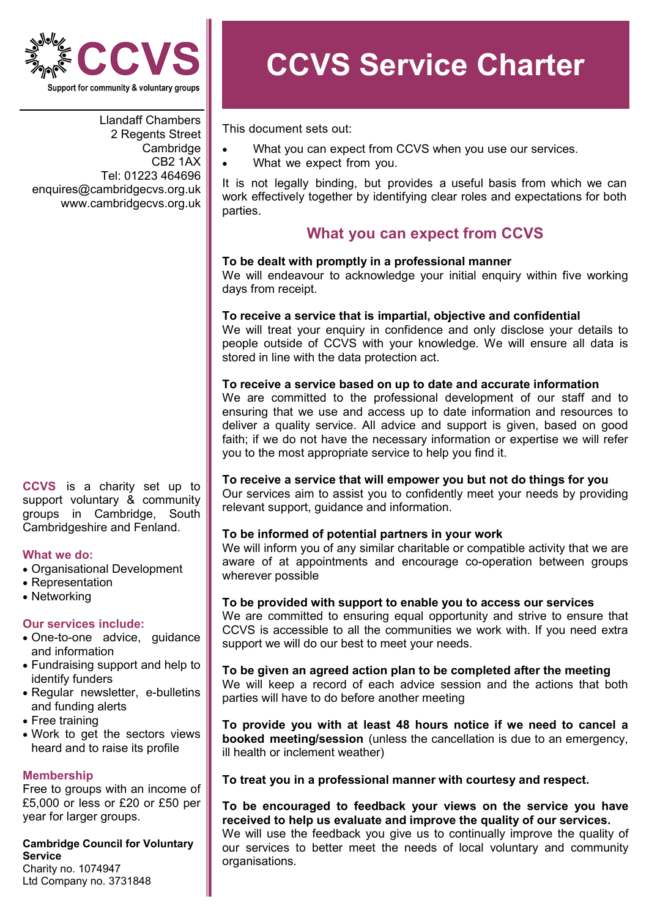# CCVS Service Charter

This document sets out:

- What you can expect from CCVS when you use our services.
- What we expect from you.

It is not legally binding, but provides a useful basis from which we can work effectively together by identifying clear roles and expectations for both parties.

## What you can expect from CCVS

**To be dealt with promptly in a professional manner**
We will endeavour to acknowledge your initial enquiry within five working days from receipt.

**To receive a service that is impartial, objective and confidential**
We will treat your enquiry in confidence and only disclose your details to people outside of CCVS with your knowledge. We will ensure all data is stored in line with the data protection act.

**To receive a service based on up to date and accurate information**
We are committed to the professional development of our staff and to ensuring that we use and access up to date information and resources to deliver a quality service. All advice and support is given, based on good faith; if we do not have the necessary information or expertise we will refer you to the most appropriate service to help you find it.

**To receive a service that will empower you but not do things for you**
Our services aim to assist you to confidently meet your needs by providing relevant support, guidance and information.

**To be informed of potential partners in your work**
We will inform you of any similar charitable or compatible activity that we are aware of at appointments and encourage co-operation between groups wherever possible

**To be provided with support to enable you to access our services**
We are committed to ensuring equal opportunity and strive to ensure that CCVS is accessible to all the communities we work with. If you need extra support we will do our best to meet your needs.

**To be given an agreed action plan to be completed after the meeting**
We will keep a record of each advice session and the actions that both parties will have to do before another meeting

**To provide you with at least 48 hours notice if we need to cancel a booked meeting/session** (unless the cancellation is due to an emergency, ill health or inclement weather)

**To treat you in a professional manner with courtesy and respect.**

**To be encouraged to feedback your views on the service you have received to help us evaluate and improve the quality of our services.**
We will use the feedback you give us to continually improve the quality of our services to better meet the needs of local voluntary and community organisations.

---

**CCVS**
Support for community & voluntary groups

Llandaff Chambers
2 Regents Street
Cambridge
CB2 1AX
Tel: 01223 464696
enquires@cambridgecvs.org.uk
www.cambridgecvs.org.uk

**CCVS** is a charity set up to support voluntary & community groups in Cambridge, South Cambridgeshire and Fenland.

### What we do:

- Organisational Development
- Representation
- Networking

### Our services include:

- One-to-one advice, guidance and information
- Fundraising support and help to identify funders
- Regular newsletter, e-bulletins and funding alerts
- Free training
- Work to get the sectors views heard and to raise its profile

### Membership

Free to groups with an income of £5,000 or less or £20 or £50 per year for larger groups.

**Cambridge Council for Voluntary Service**
Charity no. 1074947
Ltd Company no. 3731848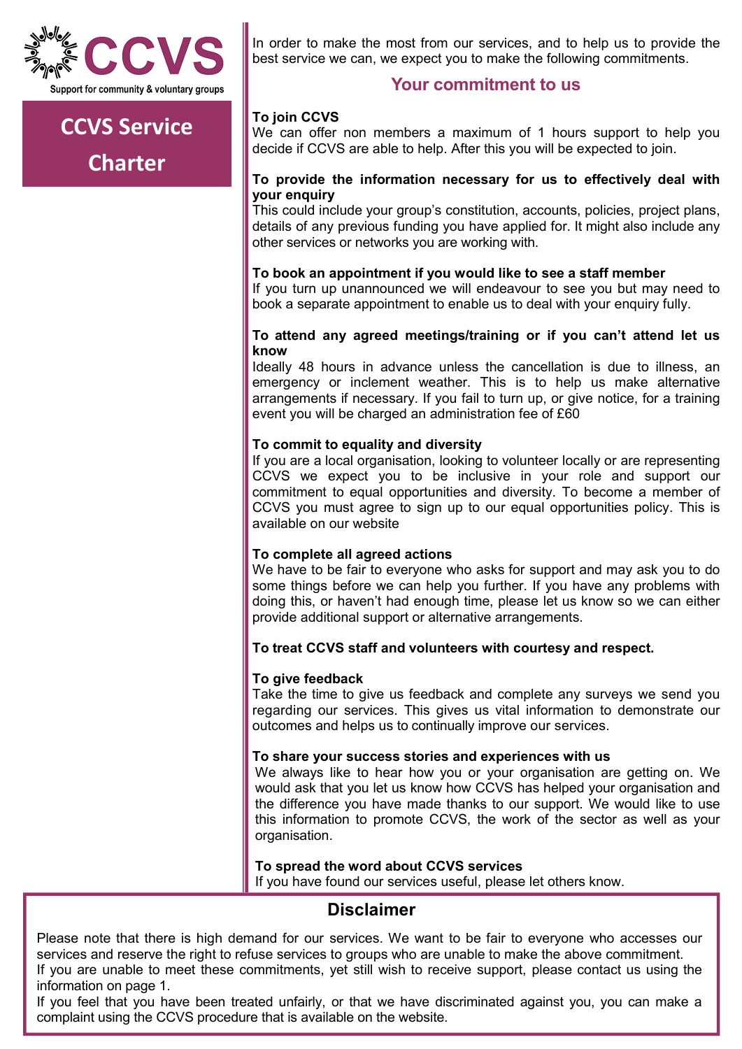CCVS

Support for community & voluntary groups

# CCVS Service Charter

In order to make the most from our services, and to help us to provide the best service we can, we expect you to make the following commitments.

## Your commitment to us

**To join CCVS**
We can offer non members a maximum of 1 hours support to help you decide if CCVS are able to help. After this you will be expected to join.

**To provide the information necessary for us to effectively deal with your enquiry**
This could include your group's constitution, accounts, policies, project plans, details of any previous funding you have applied for. It might also include any other services or networks you are working with.

**To book an appointment if you would like to see a staff member**
If you turn up unannounced we will endeavour to see you but may need to book a separate appointment to enable us to deal with your enquiry fully.

**To attend any agreed meetings/training or if you can't attend let us know**
Ideally 48 hours in advance unless the cancellation is due to illness, an emergency or inclement weather. This is to help us make alternative arrangements if necessary. If you fail to turn up, or give notice, for a training event you will be charged an administration fee of £60

**To commit to equality and diversity**
If you are a local organisation, looking to volunteer locally or are representing CCVS we expect you to be inclusive in your role and support our commitment to equal opportunities and diversity. To become a member of CCVS you must agree to sign up to our equal opportunities policy. This is available on our website

**To complete all agreed actions**
We have to be fair to everyone who asks for support and may ask you to do some things before we can help you further. If you have any problems with doing this, or haven't had enough time, please let us know so we can either provide additional support or alternative arrangements.

**To treat CCVS staff and volunteers with courtesy and respect.**

**To give feedback**
Take the time to give us feedback and complete any surveys we send you regarding our services. This gives us vital information to demonstrate our outcomes and helps us to continually improve our services.

**To share your success stories and experiences with us**
We always like to hear how you or your organisation are getting on. We would ask that you let us know how CCVS has helped your organisation and the difference you have made thanks to our support. We would like to use this information to promote CCVS, the work of the sector as well as your organisation.

**To spread the word about CCVS services**
If you have found our services useful, please let others know.

## Disclaimer

Please note that there is high demand for our services. We want to be fair to everyone who accesses our services and reserve the right to refuse services to groups who are unable to make the above commitment.
If you are unable to meet these commitments, yet still wish to receive support, please contact us using the information on page 1.
If you feel that you have been treated unfairly, or that we have discriminated against you, you can make a complaint using the CCVS procedure that is available on the website.